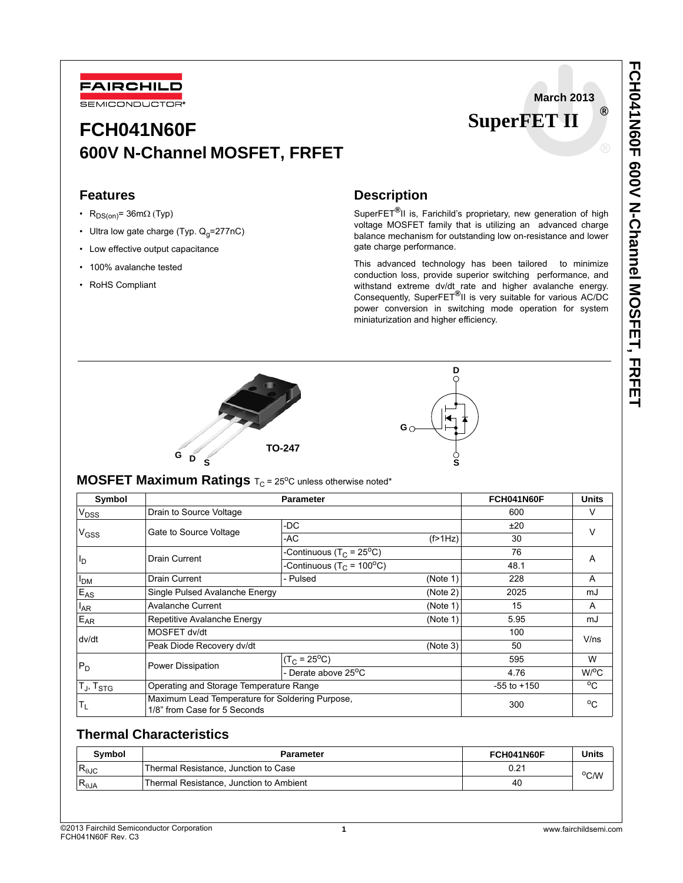FAIRCHILD SEMICONDUCTOR

March 2013

SuperFET II®

# FCH041N60F
## 600V N-Channel MOSFET, FRFET

## Features

- $R_{DS(on)}$= 36mΩ (Typ)
- Ultra low gate charge (Typ. $Q_g$=277nC)
- Low effective output capacitance
- 100% avalanche tested
- RoHS Compliant

## Description

SuperFET®II is, Farichild's proprietary, new generation of high voltage MOSFET family that is utilizing an advanced charge balance mechanism for outstanding low on-resistance and lower gate charge performance.

This advanced technology has been tailored to minimize conduction loss, provide superior switching performance, and withstand extreme dv/dt rate and higher avalanche energy. Consequently, SuperFET®II is very suitable for various AC/DC power conversion in switching mode operation for system miniaturization and higher efficiency.

G D S

TO-247

D

G

S

## MOSFET Maximum Ratings $T_C$ = 25°C unless otherwise noted*

| Symbol | Parameter | | | FCH041N60F | Units |
|---|---|---|---|---|---|
| $V_{DSS}$ | Drain to Source Voltage | | | 600 | V |
| $V_{GSS}$ | Gate to Source Voltage | -DC | | ±20 | V |
| | | -AC | (f>1Hz) | 30 | |
| $I_D$ | Drain Current | -Continuous ($T_C$ = 25°C) | | 76 | A |
| | | -Continuous ($T_C$ = 100°C) | | 48.1 | |
| $I_{DM}$ | Drain Current | - Pulsed | (Note 1) | 228 | A |
| $E_{AS}$ | Single Pulsed Avalanche Energy | | (Note 2) | 2025 | mJ |
| $I_{AR}$ | Avalanche Current | | (Note 1) | 15 | A |
| $E_{AR}$ | Repetitive Avalanche Energy | | (Note 1) | 5.95 | mJ |
| dv/dt | MOSFET dv/dt | | | 100 | V/ns |
| | Peak Diode Recovery dv/dt | | (Note 3) | 50 | |
| $P_D$ | Power Dissipation | ($T_C$ = 25°C) | | 595 | W |
| | | - Derate above 25°C | | 4.76 | W/°C |
| $T_J$, $T_{STG}$ | Operating and Storage Temperature Range | | | -55 to +150 | °C |
| $T_L$ | Maximum Lead Temperature for Soldering Purpose, 1/8" from Case for 5 Seconds | | | 300 | °C |

## Thermal Characteristics

| Symbol | Parameter | FCH041N60F | Units |
|---|---|---|---|
| $R_{\theta JC}$ | Thermal Resistance, Junction to Case | 0.21 | °C/W |
| $R_{\theta JA}$ | Thermal Resistance, Junction to Ambient | 40 | |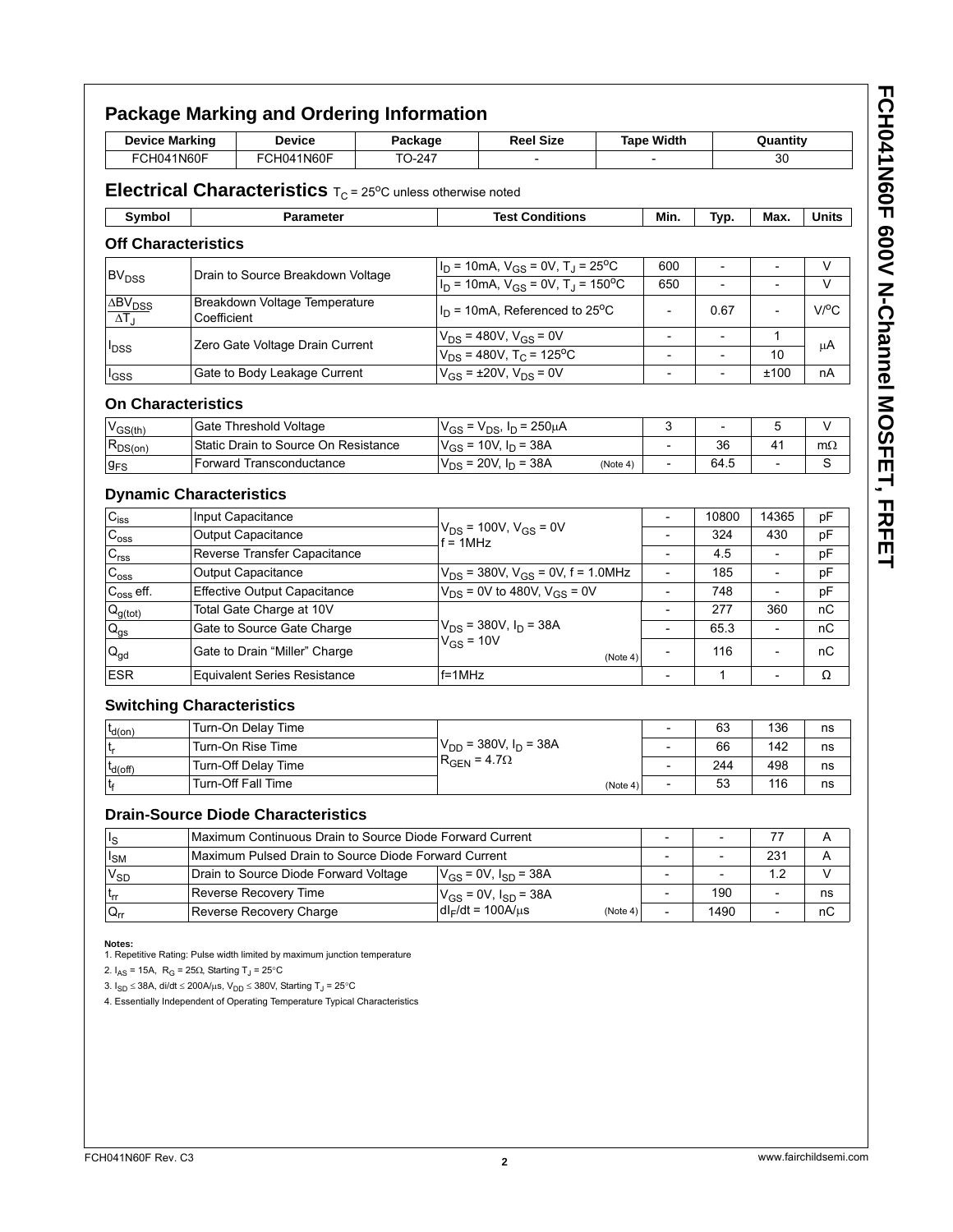## Package Marking and Ordering Information

| Device Marking | Device | Package | Reel Size | Tape Width | Quantity |
|---|---|---|---|---|---|
| FCH041N60F | FCH041N60F | TO-247 | - | - | 30 |

## Electrical Characteristics $T_C = 25^oC$ unless otherwise noted

| Symbol | Parameter | Test Conditions | Min. | Typ. | Max. | Units |
|---|---|---|---|---|---|---|
| **Off Characteristics** | | | | | | |
| $BV_{DSS}$ | Drain to Source Breakdown Voltage | $I_D$ = 10mA, $V_{GS}$ = 0V, $T_J$ = 25$^oC$ | 600 | - | - | V |
| | | $I_D$ = 10mA, $V_{GS}$ = 0V, $T_J$ = 150$^oC$ | 650 | - | - | V |
| $\frac{\Delta BV_{DSS}}{\Delta T_J}$ | Breakdown Voltage Temperature Coefficient | $I_D$ = 10mA, Referenced to 25$^oC$ | - | 0.67 | - | V/$^oC$ |
| $I_{DSS}$ | Zero Gate Voltage Drain Current | $V_{DS}$ = 480V, $V_{GS}$ = 0V | - | - | 1 | μA |
| | | $V_{DS}$ = 480V, $T_C$ = 125$^oC$ | - | - | 10 | |
| $I_{GSS}$ | Gate to Body Leakage Current | $V_{GS}$ = ±20V, $V_{DS}$ = 0V | - | - | ±100 | nA |
| **On Characteristics** | | | | | | |
| $V_{GS(th)}$ | Gate Threshold Voltage | $V_{GS}$ = $V_{DS}$, $I_D$ = 250μA | 3 | - | 5 | V |
| $R_{DS(on)}$ | Static Drain to Source On Resistance | $V_{GS}$ = 10V, $I_D$ = 38A | - | 36 | 41 | mΩ |
| $g_{FS}$ | Forward Transconductance | $V_{DS}$ = 20V, $I_D$ = 38A (Note 4) | - | 64.5 | - | S |
| **Dynamic Characteristics** | | | | | | |
| $C_{iss}$ | Input Capacitance | $V_{DS}$ = 100V, $V_{GS}$ = 0V f = 1MHz | - | 10800 | 14365 | pF |
| $C_{oss}$ | Output Capacitance | | - | 324 | 430 | pF |
| $C_{rss}$ | Reverse Transfer Capacitance | | - | 4.5 | - | pF |
| $C_{oss}$ | Output Capacitance | $V_{DS}$ = 380V, $V_{GS}$ = 0V, f = 1.0MHz | - | 185 | - | pF |
| $C_{oss}$ eff. | Effective Output Capacitance | $V_{DS}$ = 0V to 480V, $V_{GS}$ = 0V | - | 748 | - | pF |
| $Q_{g(tot)}$ | Total Gate Charge at 10V | $V_{DS}$ = 380V, $I_D$ = 38A $V_{GS}$ = 10V (Note 4) | - | 277 | 360 | nC |
| $Q_{gs}$ | Gate to Source Gate Charge | | - | 65.3 | - | nC |
| $Q_{gd}$ | Gate to Drain "Miller" Charge | | - | 116 | - | nC |
| ESR | Equivalent Series Resistance | f=1MHz | - | 1 | - | Ω |
| **Switching Characteristics** | | | | | | |
| $t_{d(on)}$ | Turn-On Delay Time | $V_{DD}$ = 380V, $I_D$ = 38A $R_{GEN}$ = 4.7Ω (Note 4) | - | 63 | 136 | ns |
| $t_r$ | Turn-On Rise Time | | - | 66 | 142 | ns |
| $t_{d(off)}$ | Turn-Off Delay Time | | - | 244 | 498 | ns |
| $t_f$ | Turn-Off Fall Time | | - | 53 | 116 | ns |
| **Drain-Source Diode Characteristics** | | | | | | |
| $I_S$ | Maximum Continuous Drain to Source Diode Forward Current | | - | - | 77 | A |
| $I_{SM}$ | Maximum Pulsed Drain to Source Diode Forward Current | | - | - | 231 | A |
| $V_{SD}$ | Drain to Source Diode Forward Voltage | $V_{GS}$ = 0V, $I_{SD}$ = 38A | - | - | 1.2 | V |
| $t_{rr}$ | Reverse Recovery Time | $V_{GS}$ = 0V, $I_{SD}$ = 38A $dI_F/dt$ = 100A/μs (Note 4) | - | 190 | - | ns |
| $Q_{rr}$ | Reverse Recovery Charge | | - | 1490 | - | nC |

**Notes:**

1. Repetitive Rating: Pulse width limited by maximum junction temperature
2. $I_{AS}$ = 15A, $R_G$ = 25Ω, Starting $T_J$ = 25°C
3. $I_{SD}$ ≤ 38A, di/dt ≤ 200A/μs, $V_{DD}$ ≤ 380V, Starting $T_J$ = 25°C
4. Essentially Independent of Operating Temperature Typical Characteristics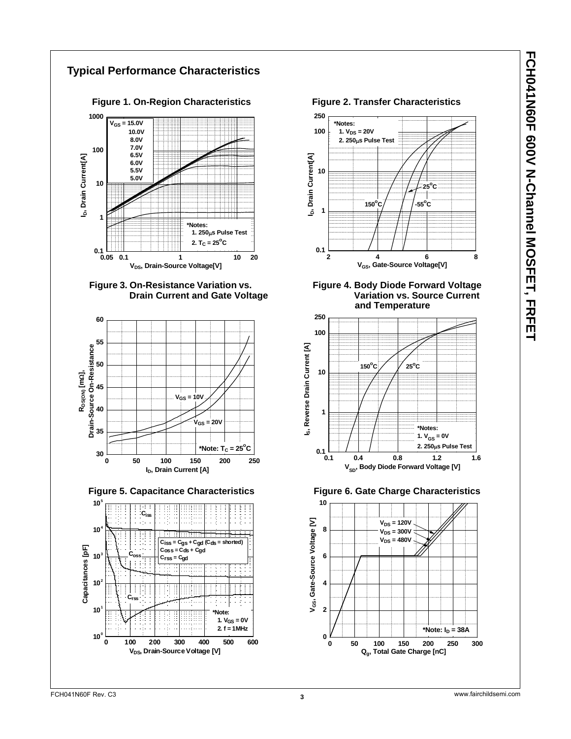## Typical Performance Characteristics

**Figure 1. On-Region Characteristics**

$V_{GS}$ = 15.0V, 10.0V, 8.0V, 7.0V, 6.5V, 6.0V, 5.5V, 5.0V

*Notes:
1. 250μs Pulse Test
2. $T_C = 25^oC$

$I_D$, Drain Current[A] vs. $V_{DS}$, Drain-Source Voltage[V]

**Figure 2. Transfer Characteristics**

*Notes:
1. $V_{DS}$ = 20V
2. 250μs Pulse Test

150°C, 25°C, -55°C

$I_D$, Drain Current[A] vs. $V_{GS}$, Gate-Source Voltage[V]

**Figure 3. On-Resistance Variation vs. Drain Current and Gate Voltage**

$V_{GS}$ = 10V, $V_{GS}$ = 20V

*Note: $T_C = 25^oC$

$R_{DS(ON)}$ [mΩ], Drain-Source On-Resistance vs. $I_D$, Drain Current [A]

**Figure 4. Body Diode Forward Voltage Variation vs. Source Current and Temperature**

150°C, 25°C

*Notes:
1. $V_{GS}$ = 0V
2. 250μs Pulse Test

$I_S$, Reverse Drain Current [A] vs. $V_{SD}$, Body Diode Forward Voltage [V]

**Figure 5. Capacitance Characteristics**

$C_{iss} = C_{gs} + C_{gd}$ ($C_{ds}$ = shorted)
$C_{oss} = C_{ds} + C_{gd}$
$C_{rss} = C_{gd}$

*Note:
1. $V_{GS}$ = 0V
2. f = 1MHz

Capacitances [pF] vs. $V_{DS}$, Drain-Source Voltage [V]

**Figure 6. Gate Charge Characteristics**

$V_{DS}$ = 120V, $V_{DS}$ = 300V, $V_{DS}$ = 480V

*Note: $I_D$ = 38A

$V_{GS}$, Gate-Source Voltage [V] vs. $Q_g$, Total Gate Charge [nC]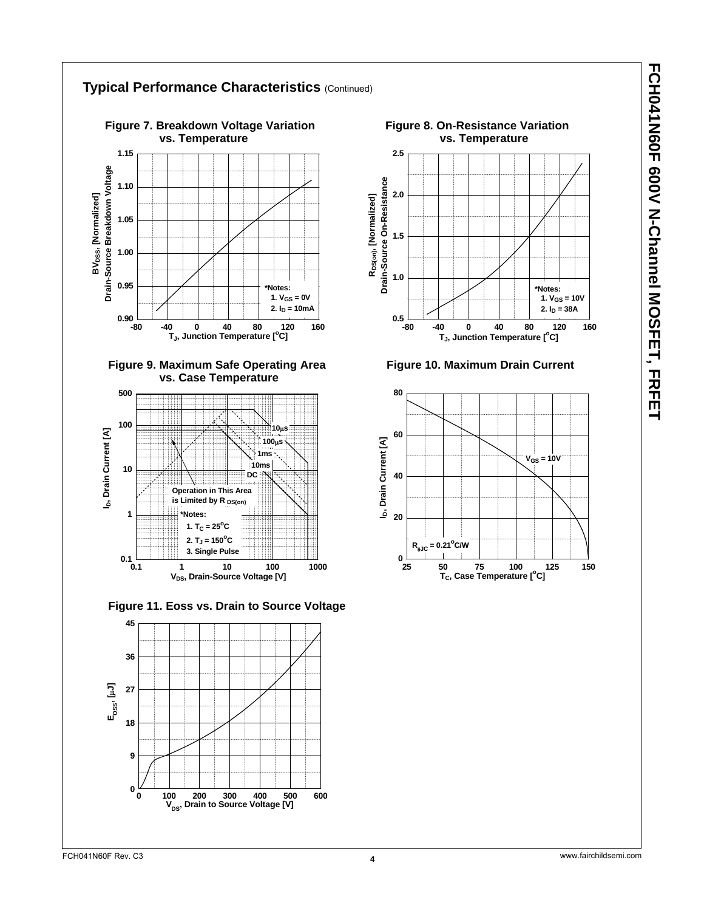## Typical Performance Characteristics (Continued)

**Figure 7. Breakdown Voltage Variation vs. Temperature**

$BV_{DSS}$, [Normalized] Drain-Source Breakdown Voltage

$T_J$, Junction Temperature [°C]

*Notes:
1. $V_{GS}$ = 0V
2. $I_D$ = 10mA

**Figure 8. On-Resistance Variation vs. Temperature**

$R_{DS(on)}$, [Normalized] Drain-Source On-Resistance

$T_J$, Junction Temperature [°C]

*Notes:
1. $V_{GS}$ = 10V
2. $I_D$ = 38A

**Figure 9. Maximum Safe Operating Area vs. Case Temperature**

$I_D$, Drain Current [A]

$V_{DS}$, Drain-Source Voltage [V]

10μs, 100μs, 1ms, 10ms, DC

Operation in This Area is Limited by R $_{DS(on)}$

*Notes:
1. $T_C$ = 25°C
2. $T_J$ = 150°C
3. Single Pulse

**Figure 10. Maximum Drain Current**

$I_D$, Drain Current [A]

$T_C$, Case Temperature [°C]

$V_{GS}$ = 10V

$R_{\theta JC}$ = 0.21°C/W

**Figure 11. Eoss vs. Drain to Source Voltage**

$E_{OSS}$, [μJ]

$V_{DS}$, Drain to Source Voltage [V]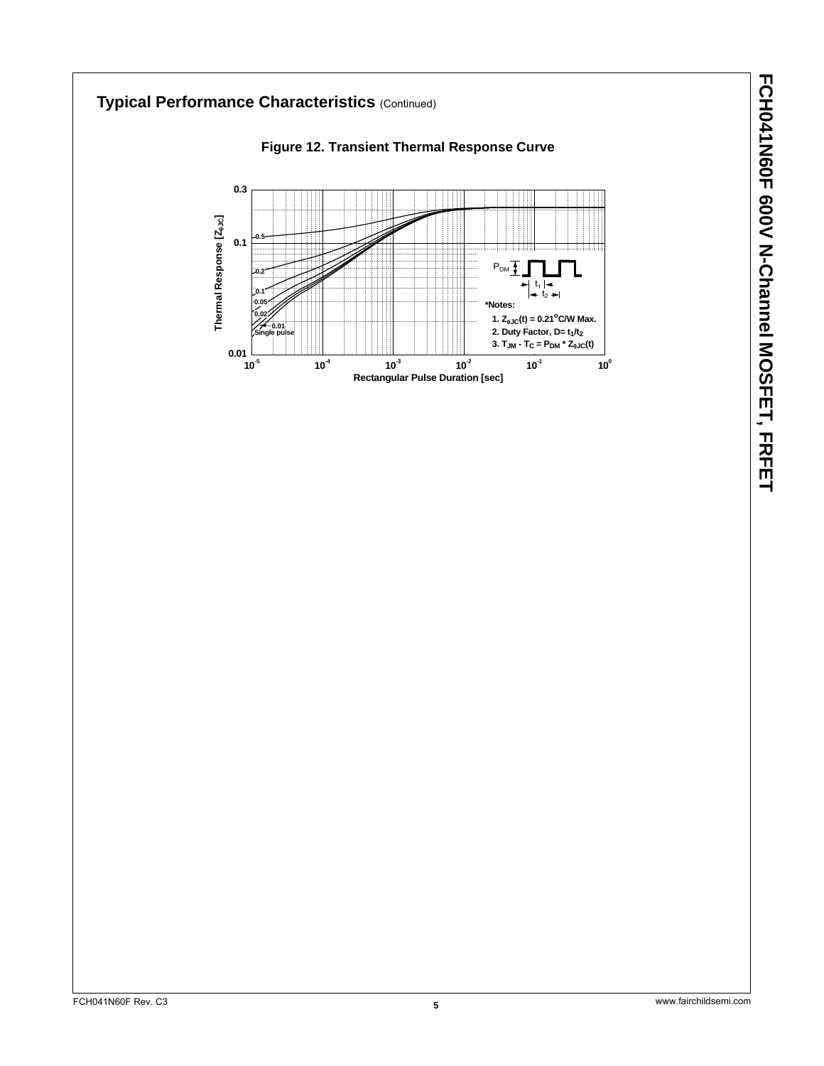## Typical Performance Characteristics (Continued)

**Figure 12. Transient Thermal Response Curve**

*Notes:

1. $Z_{\theta JC}(t) = 0.21^oC/W$ Max.
2. Duty Factor, $D = t_1/t_2$
3. $T_{JM} - T_C = P_{DM} * Z_{\theta JC}(t)$

Thermal Response [$Z_{\theta JC}$]

Rectangular Pulse Duration [sec]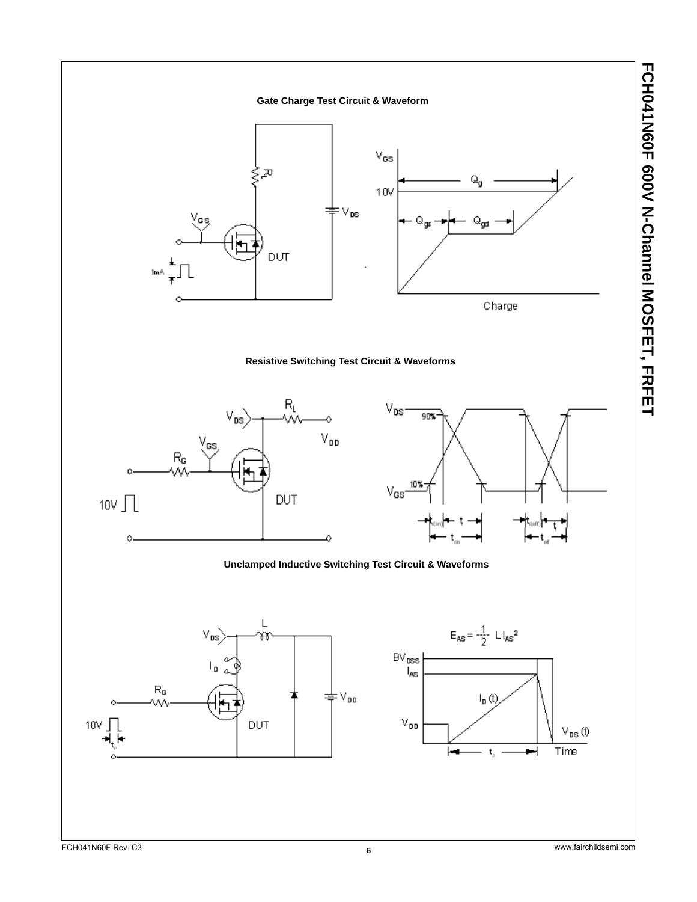## Gate Charge Test Circuit & Waveform

## Resistive Switching Test Circuit & Waveforms

## Unclamped Inductive Switching Test Circuit & Waveforms

$$E_{AS} = \frac{1}{2} L I_{AS}^2$$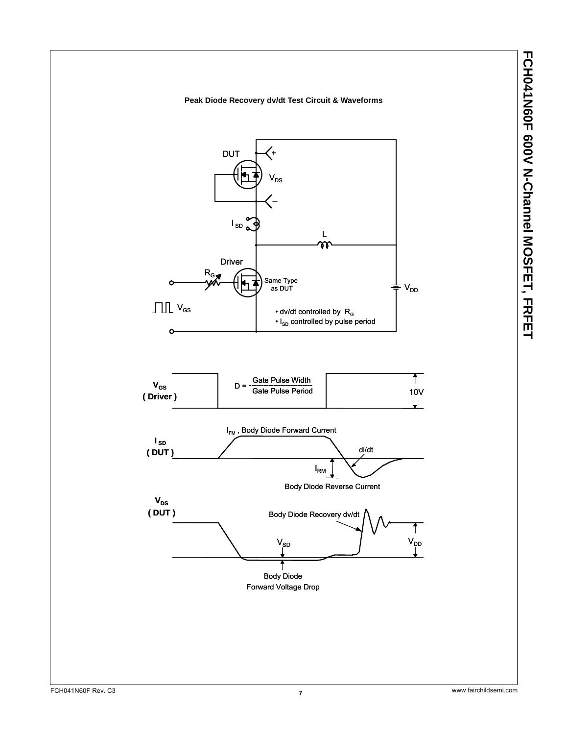**Peak Diode Recovery dv/dt Test Circuit & Waveforms**

DUT

$V_{DS}$

$I_{SD}$

L

Driver

$R_G$

Same Type as DUT

$V_{DD}$

$V_{GS}$

- dv/dt controlled by $R_G$
- $I_{SD}$ controlled by pulse period

$V_{GS}$ ( Driver )

D = Gate Pulse Width / Gate Pulse Period

10V

$I_{SD}$ ( DUT )

$I_{FM}$ , Body Diode Forward Current

di/dt

$I_{RM}$

Body Diode Reverse Current

$V_{DS}$ ( DUT )

Body Diode Recovery dv/dt

$V_{SD}$

$V_{DD}$

Body Diode Forward Voltage Drop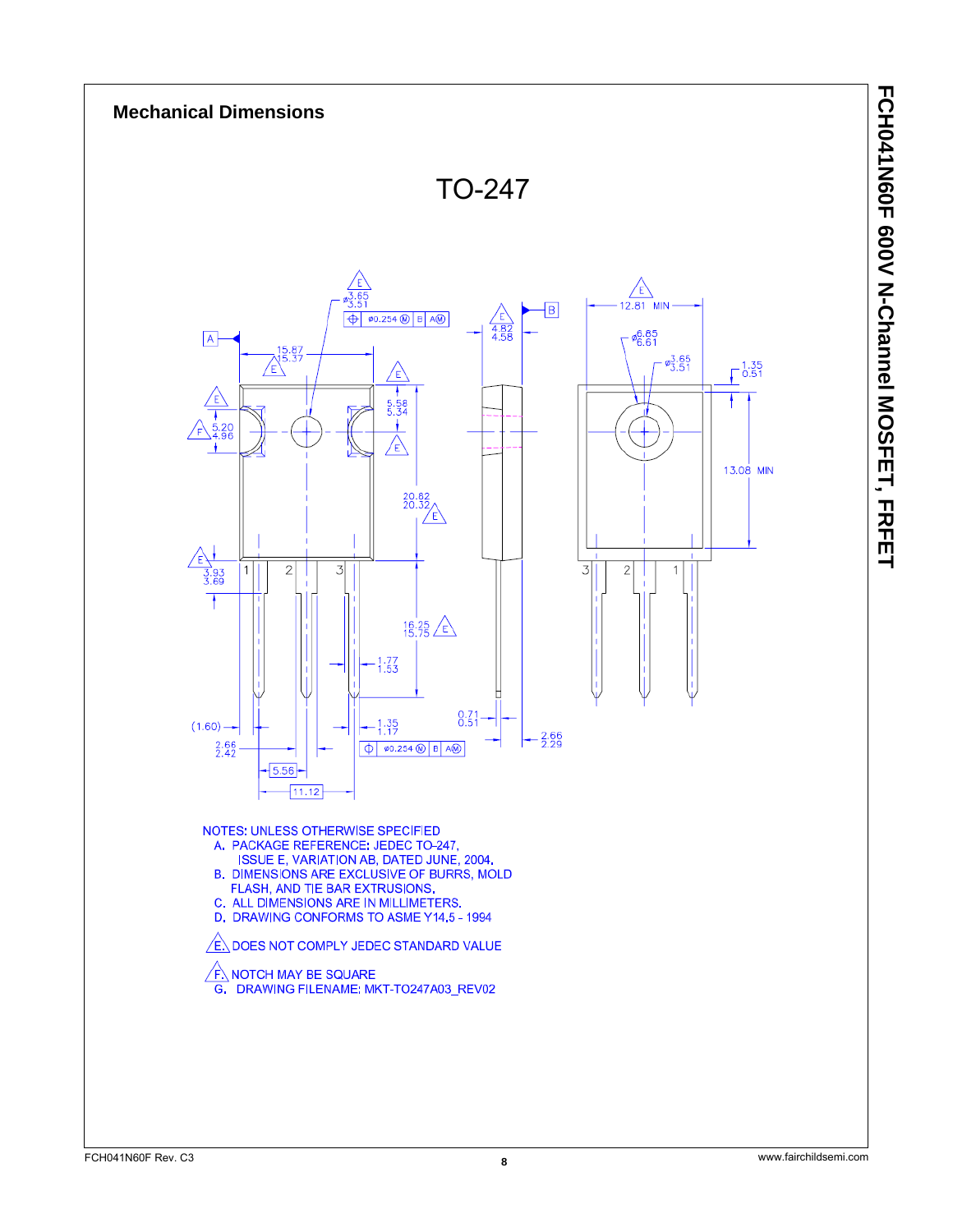## Mechanical Dimensions

TO-247

NOTES: UNLESS OTHERWISE SPECIFIED

A. PACKAGE REFERENCE: JEDEC TO-247, ISSUE E, VARIATION AB, DATED JUNE, 2004.

B. DIMENSIONS ARE EXCLUSIVE OF BURRS, MOLD FLASH, AND TIE BAR EXTRUSIONS.

C. ALL DIMENSIONS ARE IN MILLIMETERS.

D. DRAWING CONFORMS TO ASME Y14.5 - 1994

E. DOES NOT COMPLY JEDEC STANDARD VALUE

F. NOTCH MAY BE SQUARE

G. DRAWING FILENAME: MKT-TO247A03_REV02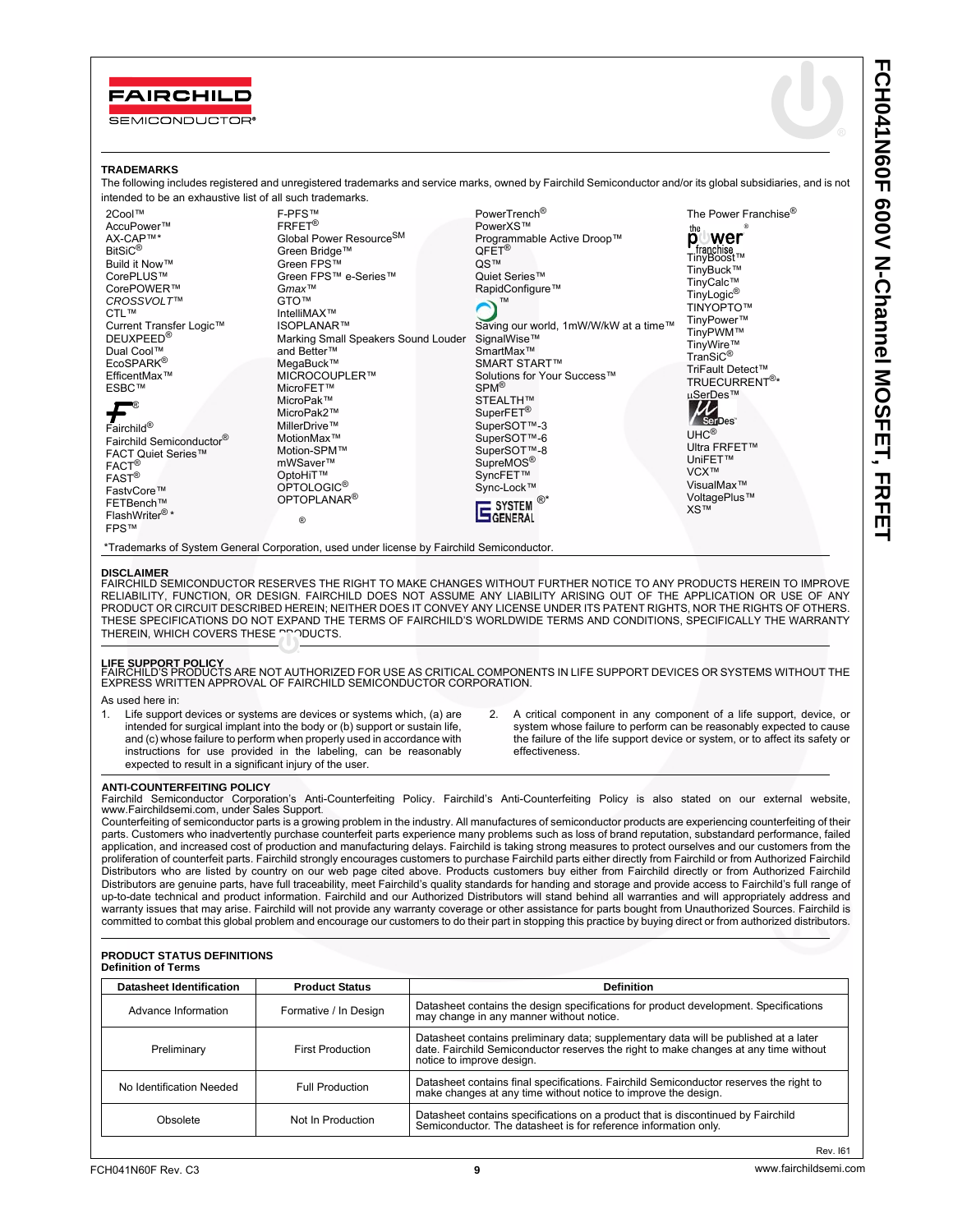## TRADEMARKS

The following includes registered and unregistered trademarks and service marks, owned by Fairchild Semiconductor and/or its global subsidiaries, and is not intended to be an exhaustive list of all such trademarks.

2Cool™
AccuPower™
AX-CAP™*
BitSiC®
Build it Now™
CorePLUS™
CorePOWER™
*CROSSVOLT*™
CTL™
Current Transfer Logic™
DEUXPEED®
Dual Cool™
EcoSPARK®
EfficentMax™
ESBC™

®
Fairchild®
Fairchild Semiconductor®
FACT Quiet Series™
FACT®
FAST®
FastvCore™
FETBench™
FlashWriter® *
FPS™

F-PFS™
FRFET®
Global Power Resource℠
Green Bridge™
Green FPS™
Green FPS™ e-Series™
*Gmax*™
GTO™
IntelliMAX™
ISOPLANAR™
Marking Small Speakers Sound Louder and Better™
MegaBuck™
MICROCOUPLER™
MicroFET™
MicroPak™
MicroPak2™
MillerDrive™
MotionMax™
Motion-SPM™
mWSaver™
OptoHiT™
OPTOLOGIC®
OPTOPLANAR®
®

PowerTrench®
PowerXS™
Programmable Active Droop™
QFET®
QS™
Quiet Series™
RapidConfigure™
™
Saving our world, 1mW/W/kW at a time™
SignalWise™
SmartMax™
SMART START™
Solutions for Your Success™
SPM®
STEALTH™
SuperFET®
SuperSOT™-3
SuperSOT™-6
SuperSOT™-8
SupreMOS®
SyncFET™
Sync-Lock™
SYSTEM GENERAL®*

The Power Franchise®
the power franchise®
TinyBoost™
TinyBuck™
TinyCalc™
TinyLogic®
TINYOPTO™
TinyPower™
TinyPWM™
TinyWire™
TranSiC®
TriFault Detect™
TRUECURRENT®*
μSerDes™
SerDes™
UHC®
Ultra FRFET™
UniFET™
VCX™
VisualMax™
VoltagePlus™
XS™

*Trademarks of System General Corporation, used under license by Fairchild Semiconductor.

## DISCLAIMER

FAIRCHILD SEMICONDUCTOR RESERVES THE RIGHT TO MAKE CHANGES WITHOUT FURTHER NOTICE TO ANY PRODUCTS HEREIN TO IMPROVE RELIABILITY, FUNCTION, OR DESIGN. FAIRCHILD DOES NOT ASSUME ANY LIABILITY ARISING OUT OF THE APPLICATION OR USE OF ANY PRODUCT OR CIRCUIT DESCRIBED HEREIN; NEITHER DOES IT CONVEY ANY LICENSE UNDER ITS PATENT RIGHTS, NOR THE RIGHTS OF OTHERS. THESE SPECIFICATIONS DO NOT EXPAND THE TERMS OF FAIRCHILD'S WORLDWIDE TERMS AND CONDITIONS, SPECIFICALLY THE WARRANTY THEREIN, WHICH COVERS THESE PRODUCTS.

## LIFE SUPPORT POLICY

FAIRCHILD'S PRODUCTS ARE NOT AUTHORIZED FOR USE AS CRITICAL COMPONENTS IN LIFE SUPPORT DEVICES OR SYSTEMS WITHOUT THE EXPRESS WRITTEN APPROVAL OF FAIRCHILD SEMICONDUCTOR CORPORATION.

As used here in:

1. Life support devices or systems are devices or systems which, (a) are intended for surgical implant into the body or (b) support or sustain life, and (c) whose failure to perform when properly used in accordance with instructions for use provided in the labeling, can be reasonably expected to result in a significant injury of the user.
2. A critical component in any component of a life support, device, or system whose failure to perform can be reasonably expected to cause the failure of the life support device or system, or to affect its safety or effectiveness.

## ANTI-COUNTERFEITING POLICY

Fairchild Semiconductor Corporation's Anti-Counterfeiting Policy. Fairchild's Anti-Counterfeiting Policy is also stated on our external website, www.Fairchildsemi.com, under Sales Support.

Counterfeiting of semiconductor parts is a growing problem in the industry. All manufactures of semiconductor products are experiencing counterfeiting of their parts. Customers who inadvertently purchase counterfeit parts experience many problems such as loss of brand reputation, substandard performance, failed application, and increased cost of production and manufacturing delays. Fairchild is taking strong measures to protect ourselves and our customers from the proliferation of counterfeit parts. Fairchild strongly encourages customers to purchase Fairchild parts either directly from Fairchild or from Authorized Fairchild Distributors who are listed by country on our web page cited above. Products customers buy either from Fairchild directly or from Authorized Fairchild Distributors are genuine parts, have full traceability, meet Fairchild's quality standards for handing and storage and provide access to Fairchild's full range of up-to-date technical and product information. Fairchild and our Authorized Distributors will stand behind all warranties and will appropriately address and warranty issues that may arise. Fairchild will not provide any warranty coverage or other assistance for parts bought from Unauthorized Sources. Fairchild is committed to combat this global problem and encourage our customers to do their part in stopping this practice by buying direct or from authorized distributors.

## PRODUCT STATUS DEFINITIONS

**Definition of Terms**

| Datasheet Identification | Product Status | Definition |
|---|---|---|
| Advance Information | Formative / In Design | Datasheet contains the design specifications for product development. Specifications may change in any manner without notice. |
| Preliminary | First Production | Datasheet contains preliminary data; supplementary data will be published at a later date. Fairchild Semiconductor reserves the right to make changes at any time without notice to improve design. |
| No Identification Needed | Full Production | Datasheet contains final specifications. Fairchild Semiconductor reserves the right to make changes at any time without notice to improve the design. |
| Obsolete | Not In Production | Datasheet contains specifications on a product that is discontinued by Fairchild Semiconductor. The datasheet is for reference information only. |

Rev. I61